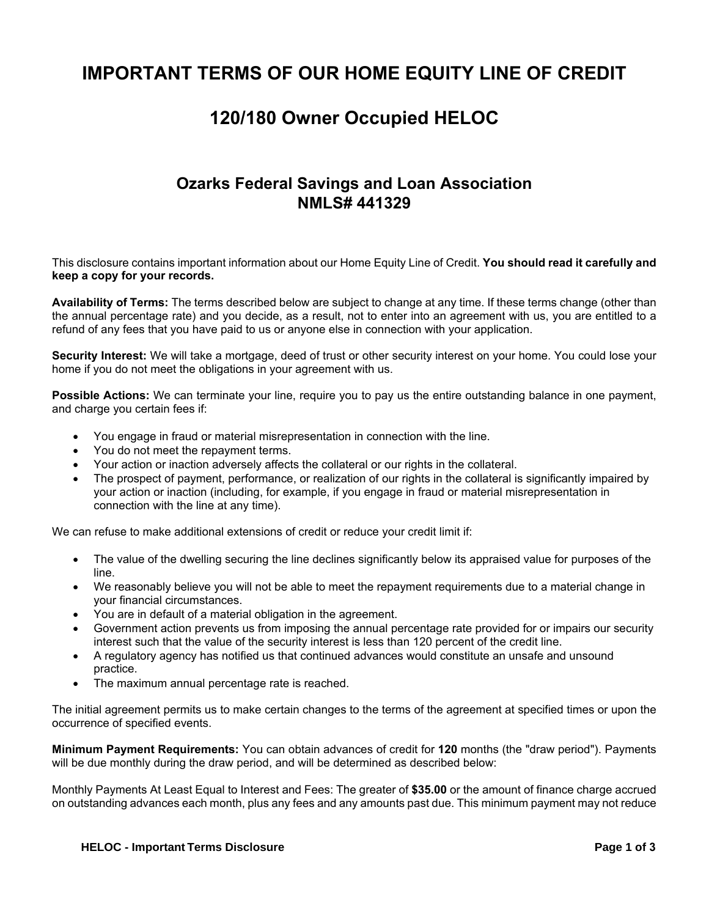# IMPORTANT TERMS OF OUR HOME EQUITY LINE OF CREDIT

## 120/180 Owner Occupied HELOC

### Ozarks Federal Savings and Loan Association
### NMLS# 441329

This disclosure contains important information about our Home Equity Line of Credit. **You should read it carefully and keep a copy for your records.**

**Availability of Terms:** The terms described below are subject to change at any time. If these terms change (other than the annual percentage rate) and you decide, as a result, not to enter into an agreement with us, you are entitled to a refund of any fees that you have paid to us or anyone else in connection with your application.

**Security Interest:** We will take a mortgage, deed of trust or other security interest on your home. You could lose your home if you do not meet the obligations in your agreement with us.

**Possible Actions:** We can terminate your line, require you to pay us the entire outstanding balance in one payment, and charge you certain fees if:

- You engage in fraud or material misrepresentation in connection with the line.
- You do not meet the repayment terms.
- Your action or inaction adversely affects the collateral or our rights in the collateral.
- The prospect of payment, performance, or realization of our rights in the collateral is significantly impaired by your action or inaction (including, for example, if you engage in fraud or material misrepresentation in connection with the line at any time).

We can refuse to make additional extensions of credit or reduce your credit limit if:

- The value of the dwelling securing the line declines significantly below its appraised value for purposes of the line.
- We reasonably believe you will not be able to meet the repayment requirements due to a material change in your financial circumstances.
- You are in default of a material obligation in the agreement.
- Government action prevents us from imposing the annual percentage rate provided for or impairs our security interest such that the value of the security interest is less than 120 percent of the credit line.
- A regulatory agency has notified us that continued advances would constitute an unsafe and unsound practice.
- The maximum annual percentage rate is reached.

The initial agreement permits us to make certain changes to the terms of the agreement at specified times or upon the occurrence of specified events.

**Minimum Payment Requirements:** You can obtain advances of credit for **120** months (the "draw period"). Payments will be due monthly during the draw period, and will be determined as described below:

Monthly Payments At Least Equal to Interest and Fees: The greater of **$35.00** or the amount of finance charge accrued on outstanding advances each month, plus any fees and any amounts past due. This minimum payment may not reduce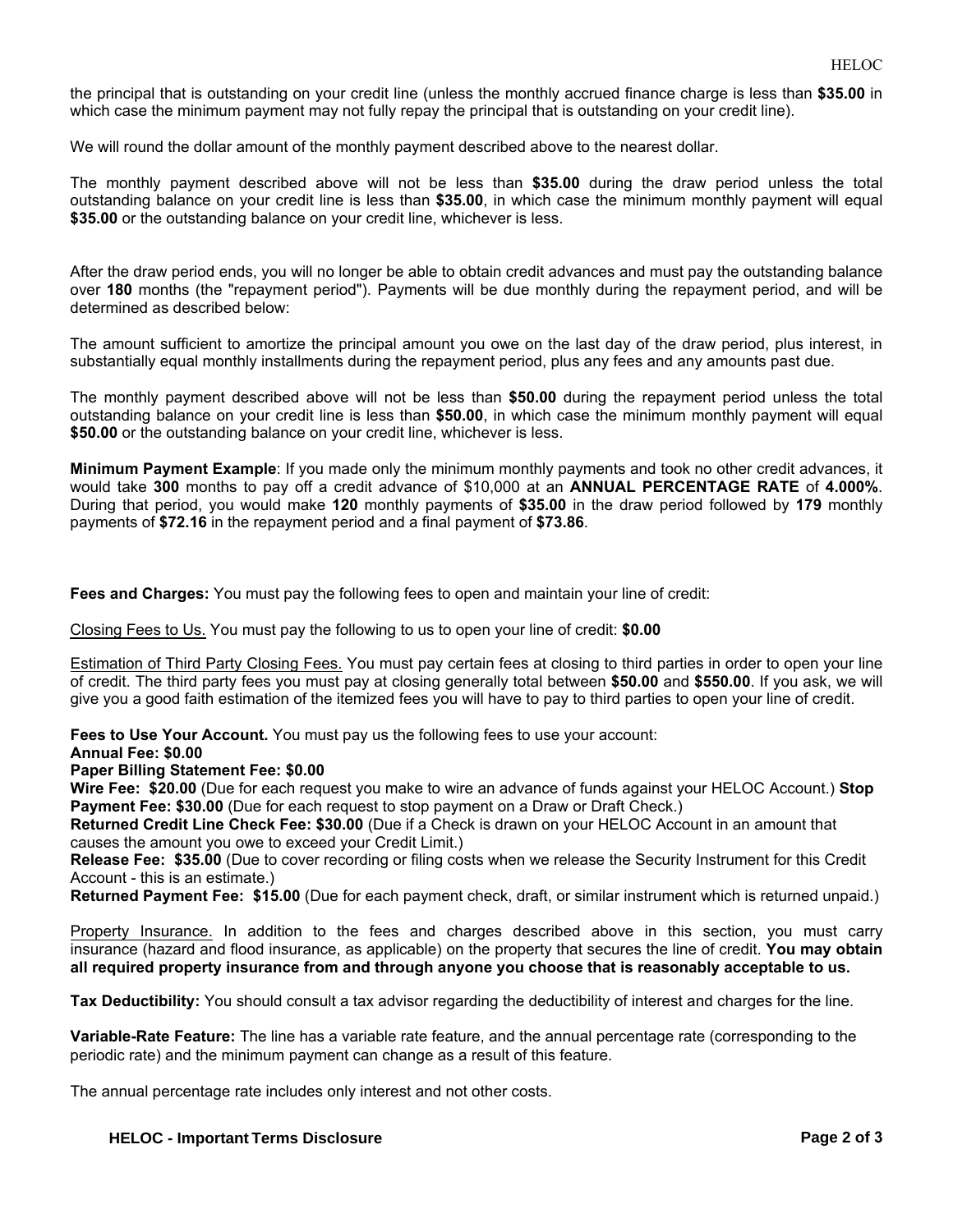the principal that is outstanding on your credit line (unless the monthly accrued finance charge is less than **$35.00** in which case the minimum payment may not fully repay the principal that is outstanding on your credit line).

We will round the dollar amount of the monthly payment described above to the nearest dollar.

The monthly payment described above will not be less than **$35.00** during the draw period unless the total outstanding balance on your credit line is less than **$35.00**, in which case the minimum monthly payment will equal **$35.00** or the outstanding balance on your credit line, whichever is less.

After the draw period ends, you will no longer be able to obtain credit advances and must pay the outstanding balance over **180** months (the "repayment period"). Payments will be due monthly during the repayment period, and will be determined as described below:

The amount sufficient to amortize the principal amount you owe on the last day of the draw period, plus interest, in substantially equal monthly installments during the repayment period, plus any fees and any amounts past due.

The monthly payment described above will not be less than **$50.00** during the repayment period unless the total outstanding balance on your credit line is less than **$50.00**, in which case the minimum monthly payment will equal **$50.00** or the outstanding balance on your credit line, whichever is less.

**Minimum Payment Example**: If you made only the minimum monthly payments and took no other credit advances, it would take **300** months to pay off a credit advance of $10,000 at an **ANNUAL PERCENTAGE RATE** of **4.000%**. During that period, you would make **120** monthly payments of **$35.00** in the draw period followed by **179** monthly payments of **$72.16** in the repayment period and a final payment of **$73.86**.

**Fees and Charges:** You must pay the following fees to open and maintain your line of credit:

Closing Fees to Us. You must pay the following to us to open your line of credit: **$0.00**

Estimation of Third Party Closing Fees. You must pay certain fees at closing to third parties in order to open your line of credit. The third party fees you must pay at closing generally total between **$50.00** and **$550.00**. If you ask, we will give you a good faith estimation of the itemized fees you will have to pay to third parties to open your line of credit.

**Fees to Use Your Account.** You must pay us the following fees to use your account:
**Annual Fee: $0.00**
**Paper Billing Statement Fee: $0.00**
**Wire Fee: $20.00** (Due for each request you make to wire an advance of funds against your HELOC Account.) **Stop Payment Fee: $30.00** (Due for each request to stop payment on a Draw or Draft Check.)
**Returned Credit Line Check Fee: $30.00** (Due if a Check is drawn on your HELOC Account in an amount that causes the amount you owe to exceed your Credit Limit.)
**Release Fee: $35.00** (Due to cover recording or filing costs when we release the Security Instrument for this Credit Account - this is an estimate.)
**Returned Payment Fee: $15.00** (Due for each payment check, draft, or similar instrument which is returned unpaid.)

Property Insurance. In addition to the fees and charges described above in this section, you must carry insurance (hazard and flood insurance, as applicable) on the property that secures the line of credit. **You may obtain all required property insurance from and through anyone you choose that is reasonably acceptable to us.**

**Tax Deductibility:** You should consult a tax advisor regarding the deductibility of interest and charges for the line.

**Variable-Rate Feature:** The line has a variable rate feature, and the annual percentage rate (corresponding to the periodic rate) and the minimum payment can change as a result of this feature.

The annual percentage rate includes only interest and not other costs.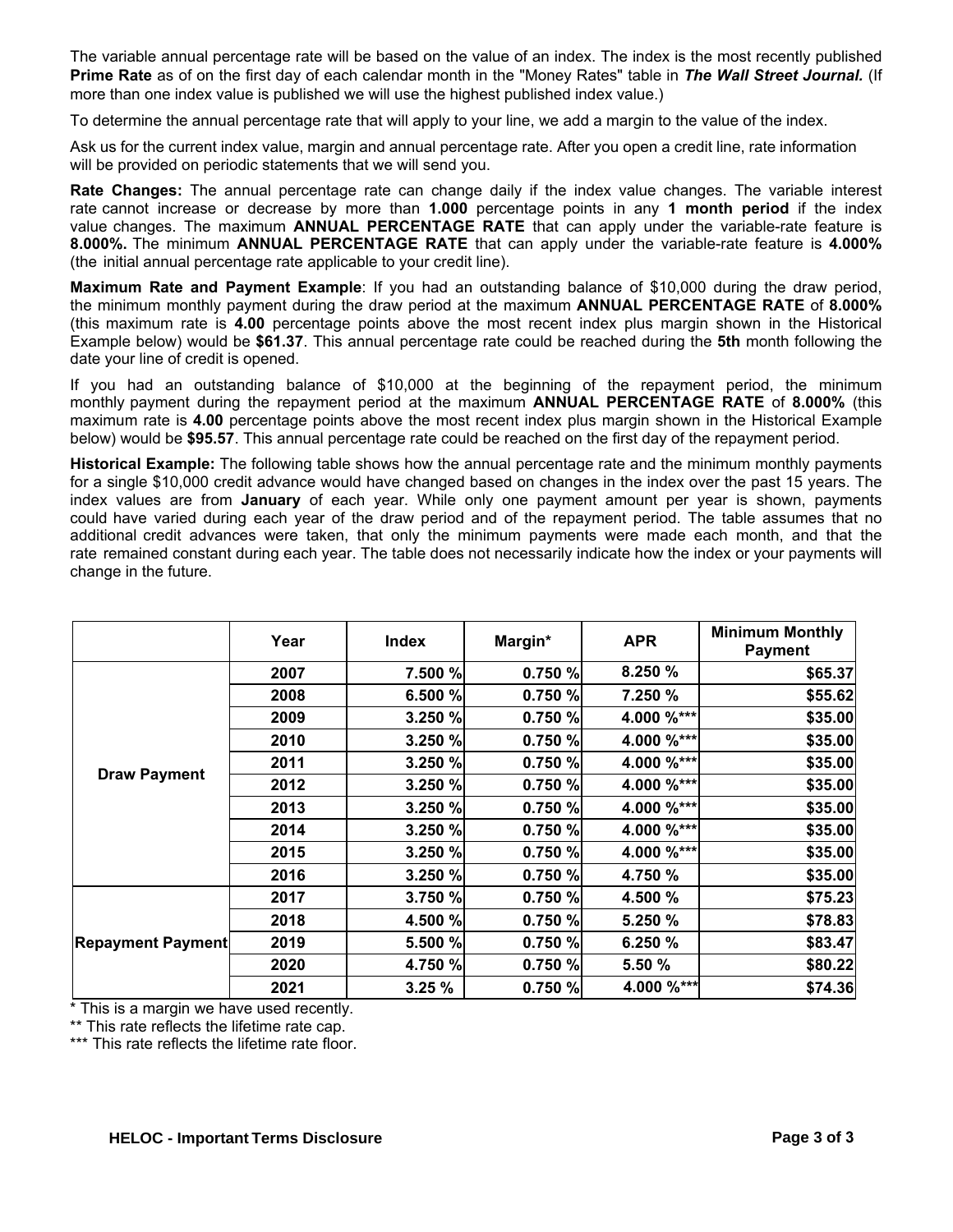The variable annual percentage rate will be based on the value of an index. The index is the most recently published **Prime Rate** as of on the first day of each calendar month in the "Money Rates" table in ***The Wall Street Journal.*** (If more than one index value is published we will use the highest published index value.)

To determine the annual percentage rate that will apply to your line, we add a margin to the value of the index.

Ask us for the current index value, margin and annual percentage rate. After you open a credit line, rate information will be provided on periodic statements that we will send you.

**Rate Changes:** The annual percentage rate can change daily if the index value changes. The variable interest rate cannot increase or decrease by more than **1.000** percentage points in any **1 month period** if the index value changes. The maximum **ANNUAL PERCENTAGE RATE** that can apply under the variable-rate feature is **8.000%.** The minimum **ANNUAL PERCENTAGE RATE** that can apply under the variable-rate feature is **4.000%** (the initial annual percentage rate applicable to your credit line).

**Maximum Rate and Payment Example**: If you had an outstanding balance of $10,000 during the draw period, the minimum monthly payment during the draw period at the maximum **ANNUAL PERCENTAGE RATE** of **8.000%** (this maximum rate is **4.00** percentage points above the most recent index plus margin shown in the Historical Example below) would be **$61.37**. This annual percentage rate could be reached during the **5th** month following the date your line of credit is opened.

If you had an outstanding balance of $10,000 at the beginning of the repayment period, the minimum monthly payment during the repayment period at the maximum **ANNUAL PERCENTAGE RATE** of **8.000%** (this maximum rate is **4.00** percentage points above the most recent index plus margin shown in the Historical Example below) would be **$95.57**. This annual percentage rate could be reached on the first day of the repayment period.

**Historical Example:** The following table shows how the annual percentage rate and the minimum monthly payments for a single $10,000 credit advance would have changed based on changes in the index over the past 15 years. The index values are from **January** of each year. While only one payment amount per year is shown, payments could have varied during each year of the draw period and of the repayment period. The table assumes that no additional credit advances were taken, that only the minimum payments were made each month, and that the rate remained constant during each year. The table does not necessarily indicate how the index or your payments will change in the future.

| | Year | Index | Margin* | APR | Minimum Monthly Payment |
|---|---|---|---|---|---|
| Draw Payment | 2007 | 7.500 % | 0.750 % | 8.250 % | $65.37 |
| | 2008 | 6.500 % | 0.750 % | 7.250 % | $55.62 |
| | 2009 | 3.250 % | 0.750 % | 4.000 %*** | $35.00 |
| | 2010 | 3.250 % | 0.750 % | 4.000 %*** | $35.00 |
| | 2011 | 3.250 % | 0.750 % | 4.000 %*** | $35.00 |
| | 2012 | 3.250 % | 0.750 % | 4.000 %*** | $35.00 |
| | 2013 | 3.250 % | 0.750 % | 4.000 %*** | $35.00 |
| | 2014 | 3.250 % | 0.750 % | 4.000 %*** | $35.00 |
| | 2015 | 3.250 % | 0.750 % | 4.000 %*** | $35.00 |
| | 2016 | 3.250 % | 0.750 % | 4.750 % | $35.00 |
| Repayment Payment | 2017 | 3.750 % | 0.750 % | 4.500 % | $75.23 |
| | 2018 | 4.500 % | 0.750 % | 5.250 % | $78.83 |
| | 2019 | 5.500 % | 0.750 % | 6.250 % | $83.47 |
| | 2020 | 4.750 % | 0.750 % | 5.50 % | $80.22 |
| | 2021 | 3.25 % | 0.750 % | 4.000 %*** | $74.36 |

* This is a margin we have used recently.

** This rate reflects the lifetime rate cap.

*** This rate reflects the lifetime rate floor.